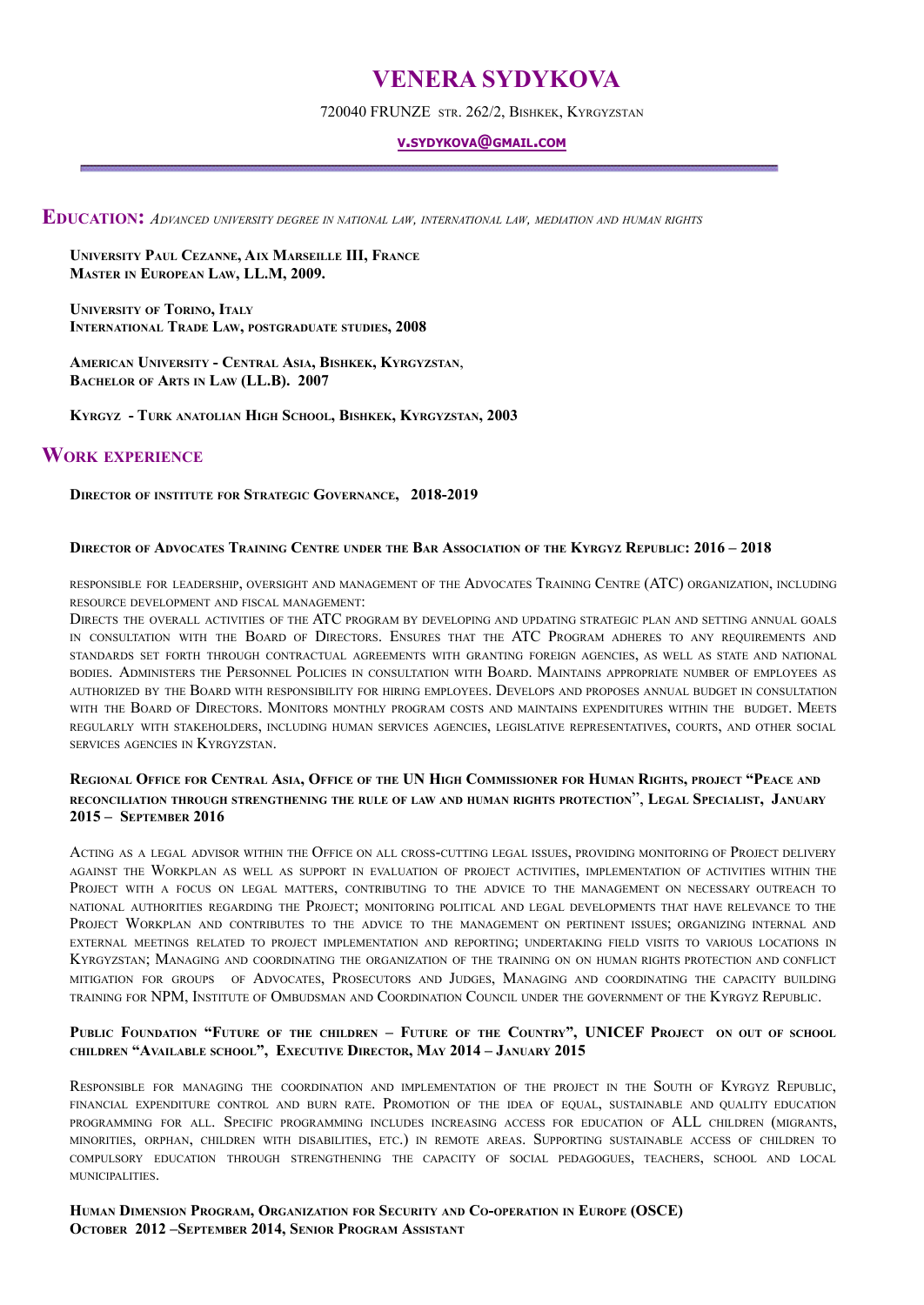# VENERA SYDYKOVA

720040 FRUNZE str. 262/2, Bishkek, Kyrgyzstan

v.sydykova@gmail.com

## Education: *Advanced university degree in national law, international law, mediation and human rights*

**University Paul Cezanne, Aix Marseille III, France**
**Master in European Law, LL.M, 2009.**

**University of Torino, Italy**
**International Trade Law, postgraduate studies, 2008**

**American University - Central Asia, Bishkek, Kyrgyzstan,**
**Bachelor of Arts in Law (LL.B). 2007**

**Kyrgyz - Turk anatolian High School, Bishkek, Kyrgyzstan, 2003**

## Work experience

**Director of institute for Strategic Governance, 2018-2019**

**Director of Advocates Training Centre under the Bar Association of the Kyrgyz Republic: 2016 – 2018**

responsible for leadership, oversight and management of the Advocates Training Centre (ATC) organization, including resource development and fiscal management:
Directs the overall activities of the ATC program by developing and updating strategic plan and setting annual goals in consultation with the Board of Directors. Ensures that the ATC Program adheres to any requirements and standards set forth through contractual agreements with granting foreign agencies, as well as state and national bodies. Administers the Personnel Policies in consultation with Board. Maintains appropriate number of employees as authorized by the Board with responsibility for hiring employees. Develops and proposes annual budget in consultation with the Board of Directors. Monitors monthly program costs and maintains expenditures within the budget. Meets regularly with stakeholders, including human services agencies, legislative representatives, courts, and other social services agencies in Kyrgyzstan.

**Regional Office for Central Asia, Office of the UN High Commissioner for Human Rights, project "Peace and reconciliation through strengthening the rule of law and human rights protection", Legal Specialist, January 2015 – September 2016**

Acting as a legal advisor within the Office on all cross-cutting legal issues, providing monitoring of Project delivery against the Workplan as well as support in evaluation of project activities, implementation of activities within the Project with a focus on legal matters, contributing to the advice to the management on necessary outreach to national authorities regarding the Project; monitoring political and legal developments that have relevance to the Project Workplan and contributes to the advice to the management on pertinent issues; organizing internal and external meetings related to project implementation and reporting; undertaking field visits to various locations in Kyrgyzstan; Managing and coordinating the organization of the training on on human rights protection and conflict mitigation for groups of Advocates, Prosecutors and Judges, Managing and coordinating the capacity building training for NPM, Institute of Ombudsman and Coordination Council under the government of the Kyrgyz Republic.

**Public Foundation "Future of the children – Future of the Country", UNICEF Project on out of school children "Available school", Executive Director, May 2014 – January 2015**

Responsible for managing the coordination and implementation of the project in the South of Kyrgyz Republic, financial expenditure control and burn rate. Promotion of the idea of equal, sustainable and quality education programming for all. Specific programming includes increasing access for education of ALL children (migrants, minorities, orphan, children with disabilities, etc.) in remote areas. Supporting sustainable access of children to compulsory education through strengthening the capacity of social pedagogues, teachers, school and local municipalities.

**Human Dimension Program, Organization for Security and Co-operation in Europe (OSCE)**
**October 2012 –September 2014, Senior Program Assistant**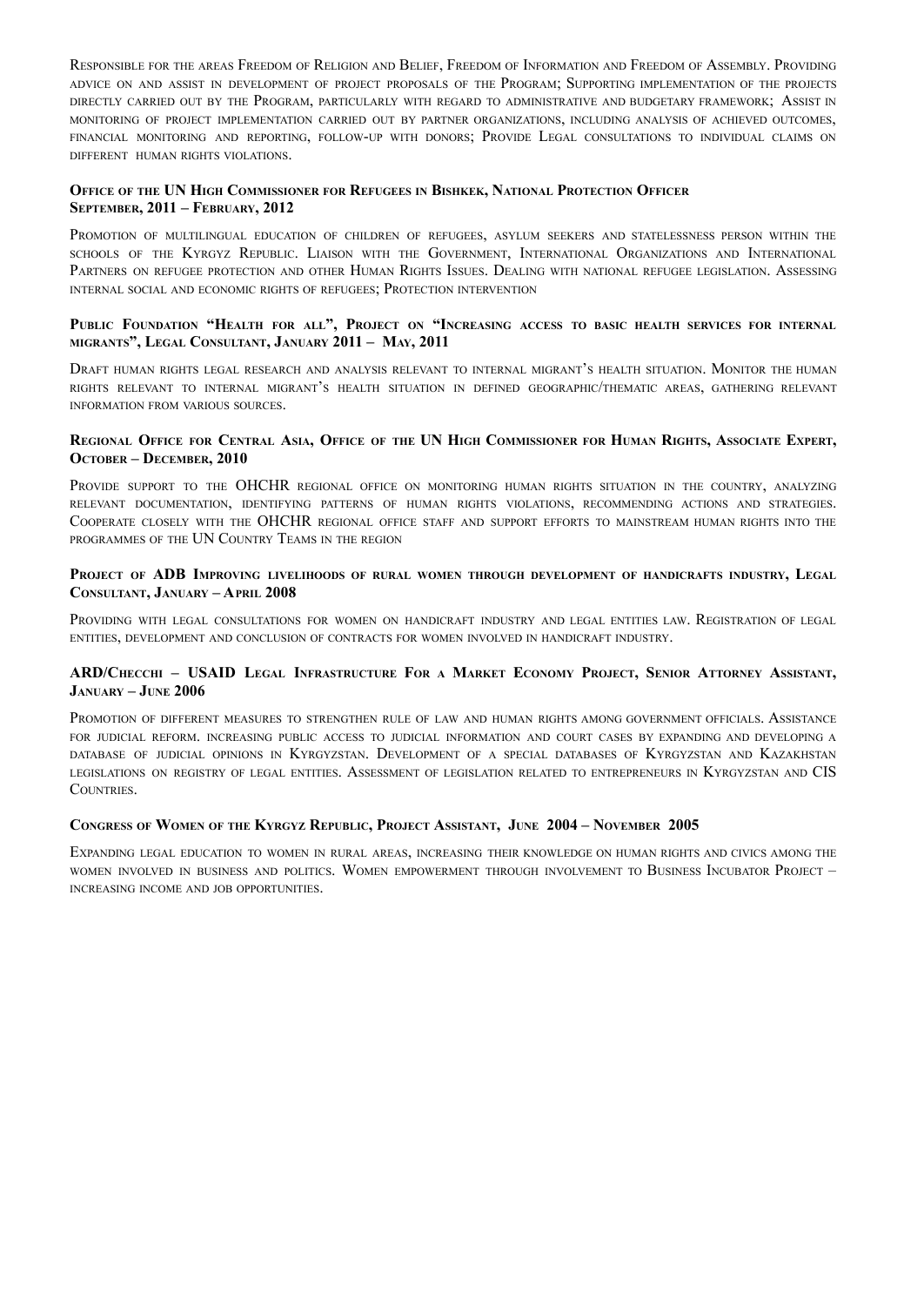Responsible for the areas Freedom of Religion and Belief, Freedom of Information and Freedom of Assembly. Providing advice on and assist in development of project proposals of the Program; Supporting implementation of the projects directly carried out by the Program, particularly with regard to administrative and budgetary framework; Assist in monitoring of project implementation carried out by partner organizations, including analysis of achieved outcomes, financial monitoring and reporting, follow-up with donors; Provide Legal consultations to individual claims on different human rights violations.

**Office of the UN High Commissioner for Refugees in Bishkek, National Protection Officer**
**September, 2011 – February, 2012**

Promotion of multilingual education of children of refugees, asylum seekers and statelessness person within the schools of the Kyrgyz Republic. Liaison with the Government, International Organizations and International Partners on refugee protection and other Human Rights Issues. Dealing with national refugee legislation. Assessing internal social and economic rights of refugees; Protection intervention

**Public Foundation "Health for all", Project on "Increasing access to basic health services for internal migrants", Legal Consultant, January 2011 – May, 2011**

Draft human rights legal research and analysis relevant to internal migrant's health situation. Monitor the human rights relevant to internal migrant's health situation in defined geographic/thematic areas, gathering relevant information from various sources.

**Regional Office for Central Asia, Office of the UN High Commissioner for Human Rights, Associate Expert, October – December, 2010**

Provide support to the OHCHR regional office on monitoring human rights situation in the country, analyzing relevant documentation, identifying patterns of human rights violations, recommending actions and strategies. Cooperate closely with the OHCHR regional office staff and support efforts to mainstream human rights into the programmes of the UN Country Teams in the region

**Project of ADB Improving livelihoods of rural women through development of handicrafts industry, Legal Consultant, January – April 2008**

Providing with legal consultations for women on handicraft industry and legal entities law. Registration of legal entities, development and conclusion of contracts for women involved in handicraft industry.

**ARD/Checchi – USAID Legal Infrastructure For a Market Economy Project, Senior Attorney Assistant, January – June 2006**

Promotion of different measures to strengthen rule of law and human rights among government officials. Assistance for judicial reform. increasing public access to judicial information and court cases by expanding and developing a database of judicial opinions in Kyrgyzstan. Development of a special databases of Kyrgyzstan and Kazakhstan legislations on registry of legal entities. Assessment of legislation related to entrepreneurs in Kyrgyzstan and CIS Countries.

**Congress of Women of the Kyrgyz Republic, Project Assistant, June 2004 – November 2005**

Expanding legal education to women in rural areas, increasing their knowledge on human rights and civics among the women involved in business and politics. Women empowerment through involvement to Business Incubator Project – increasing income and job opportunities.